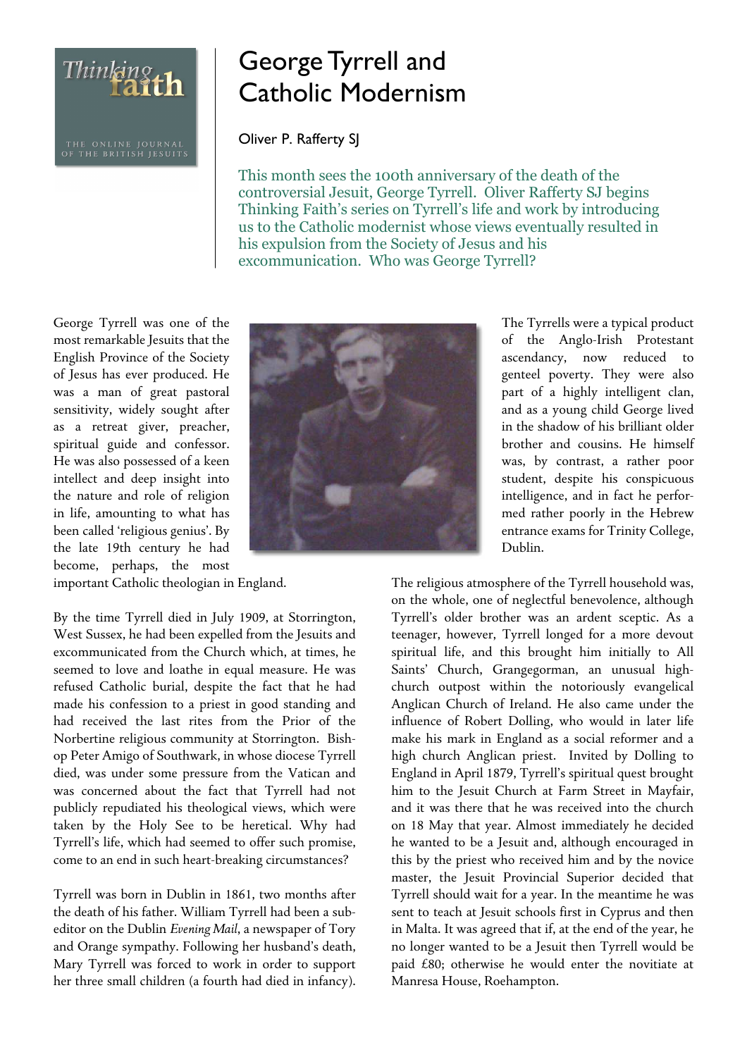# George Tyrrell and Catholic Modernism

Oliver P. Rafferty SJ

This month sees the 100th anniversary of the death of the controversial Jesuit, George Tyrrell. Oliver Rafferty SJ begins Thinking Faith's series on Tyrrell's life and work by introducing us to the Catholic modernist whose views eventually resulted in his expulsion from the Society of Jesus and his excommunication. Who was George Tyrrell?

George Tyrrell was one of the most remarkable Jesuits that the English Province of the Society of Jesus has ever produced. He was a man of great pastoral sensitivity, widely sought after as a retreat giver, preacher, spiritual guide and confessor. He was also possessed of a keen intellect and deep insight into the nature and role of religion in life, amounting to what has been called 'religious genius'. By the late 19th century he had become, perhaps, the most important Catholic theologian in England.

By the time Tyrrell died in July 1909, at Storrington, West Sussex, he had been expelled from the Jesuits and excommunicated from the Church which, at times, he seemed to love and loathe in equal measure. He was refused Catholic burial, despite the fact that he had made his confession to a priest in good standing and had received the last rites from the Prior of the Norbertine religious community at Storrington. Bishop Peter Amigo of Southwark, in whose diocese Tyrrell died, was under some pressure from the Vatican and was concerned about the fact that Tyrrell had not publicly repudiated his theological views, which were taken by the Holy See to be heretical. Why had Tyrrell's life, which had seemed to offer such promise, come to an end in such heart-breaking circumstances?

Tyrrell was born in Dublin in 1861, two months after the death of his father. William Tyrrell had been a sub-editor on the Dublin *Evening Mail*, a newspaper of Tory and Orange sympathy. Following her husband's death, Mary Tyrrell was forced to work in order to support her three small children (a fourth had died in infancy). The Tyrrells were a typical product of the Anglo-Irish Protestant ascendancy, now reduced to genteel poverty. They were also part of a highly intelligent clan, and as a young child George lived in the shadow of his brilliant older brother and cousins. He himself was, by contrast, a rather poor student, despite his conspicuous intelligence, and in fact he performed rather poorly in the Hebrew entrance exams for Trinity College, Dublin.

The religious atmosphere of the Tyrrell household was, on the whole, one of neglectful benevolence, although Tyrrell's older brother was an ardent sceptic. As a teenager, however, Tyrrell longed for a more devout spiritual life, and this brought him initially to All Saints' Church, Grangegorman, an unusual high-church outpost within the notoriously evangelical Anglican Church of Ireland. He also came under the influence of Robert Dolling, who would in later life make his mark in England as a social reformer and a high church Anglican priest. Invited by Dolling to England in April 1879, Tyrrell's spiritual quest brought him to the Jesuit Church at Farm Street in Mayfair, and it was there that he was received into the church on 18 May that year. Almost immediately he decided he wanted to be a Jesuit and, although encouraged in this by the priest who received him and by the novice master, the Jesuit Provincial Superior decided that Tyrrell should wait for a year. In the meantime he was sent to teach at Jesuit schools first in Cyprus and then in Malta. It was agreed that if, at the end of the year, he no longer wanted to be a Jesuit then Tyrrell would be paid £80; otherwise he would enter the novitiate at Manresa House, Roehampton.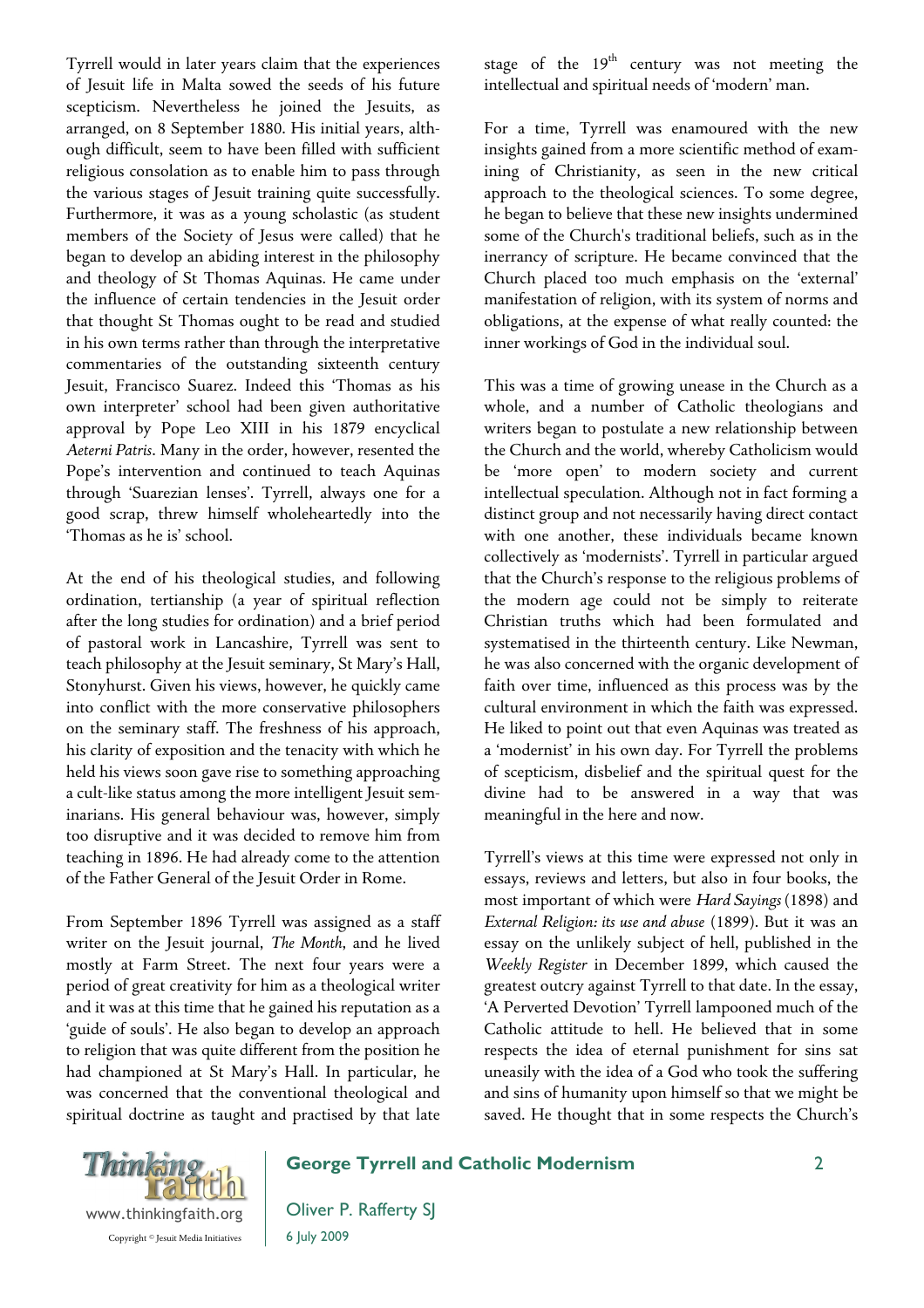Tyrrell would in later years claim that the experiences of Jesuit life in Malta sowed the seeds of his future scepticism. Nevertheless he joined the Jesuits, as arranged, on 8 September 1880. His initial years, although difficult, seem to have been filled with sufficient religious consolation as to enable him to pass through the various stages of Jesuit training quite successfully. Furthermore, it was as a young scholastic (as student members of the Society of Jesus were called) that he began to develop an abiding interest in the philosophy and theology of St Thomas Aquinas. He came under the influence of certain tendencies in the Jesuit order that thought St Thomas ought to be read and studied in his own terms rather than through the interpretative commentaries of the outstanding sixteenth century Jesuit, Francisco Suarez. Indeed this 'Thomas as his own interpreter' school had been given authoritative approval by Pope Leo XIII in his 1879 encyclical *Aeterni Patris*. Many in the order, however, resented the Pope's intervention and continued to teach Aquinas through 'Suarezian lenses'. Tyrrell, always one for a good scrap, threw himself wholeheartedly into the 'Thomas as he is' school.

At the end of his theological studies, and following ordination, tertianship (a year of spiritual reflection after the long studies for ordination) and a brief period of pastoral work in Lancashire, Tyrrell was sent to teach philosophy at the Jesuit seminary, St Mary's Hall, Stonyhurst. Given his views, however, he quickly came into conflict with the more conservative philosophers on the seminary staff. The freshness of his approach, his clarity of exposition and the tenacity with which he held his views soon gave rise to something approaching a cult-like status among the more intelligent Jesuit seminarians. His general behaviour was, however, simply too disruptive and it was decided to remove him from teaching in 1896. He had already come to the attention of the Father General of the Jesuit Order in Rome.

From September 1896 Tyrrell was assigned as a staff writer on the Jesuit journal, *The Month*, and he lived mostly at Farm Street. The next four years were a period of great creativity for him as a theological writer and it was at this time that he gained his reputation as a 'guide of souls'. He also began to develop an approach to religion that was quite different from the position he had championed at St Mary's Hall. In particular, he was concerned that the conventional theological and spiritual doctrine as taught and practised by that late stage of the 19th century was not meeting the intellectual and spiritual needs of 'modern' man.

For a time, Tyrrell was enamoured with the new insights gained from a more scientific method of examining of Christianity, as seen in the new critical approach to the theological sciences. To some degree, he began to believe that these new insights undermined some of the Church's traditional beliefs, such as in the inerrancy of scripture. He became convinced that the Church placed too much emphasis on the 'external' manifestation of religion, with its system of norms and obligations, at the expense of what really counted: the inner workings of God in the individual soul.

This was a time of growing unease in the Church as a whole, and a number of Catholic theologians and writers began to postulate a new relationship between the Church and the world, whereby Catholicism would be 'more open' to modern society and current intellectual speculation. Although not in fact forming a distinct group and not necessarily having direct contact with one another, these individuals became known collectively as 'modernists'. Tyrrell in particular argued that the Church's response to the religious problems of the modern age could not be simply to reiterate Christian truths which had been formulated and systematised in the thirteenth century. Like Newman, he was also concerned with the organic development of faith over time, influenced as this process was by the cultural environment in which the faith was expressed. He liked to point out that even Aquinas was treated as a 'modernist' in his own day. For Tyrrell the problems of scepticism, disbelief and the spiritual quest for the divine had to be answered in a way that was meaningful in the here and now.

Tyrrell's views at this time were expressed not only in essays, reviews and letters, but also in four books, the most important of which were *Hard Sayings* (1898) and *External Religion: its use and abuse* (1899). But it was an essay on the unlikely subject of hell, published in the *Weekly Register* in December 1899, which caused the greatest outcry against Tyrrell to that date. In the essay, 'A Perverted Devotion' Tyrrell lampooned much of the Catholic attitude to hell. He believed that in some respects the idea of eternal punishment for sins sat uneasily with the idea of a God who took the suffering and sins of humanity upon himself so that we might be saved. He thought that in some respects the Church's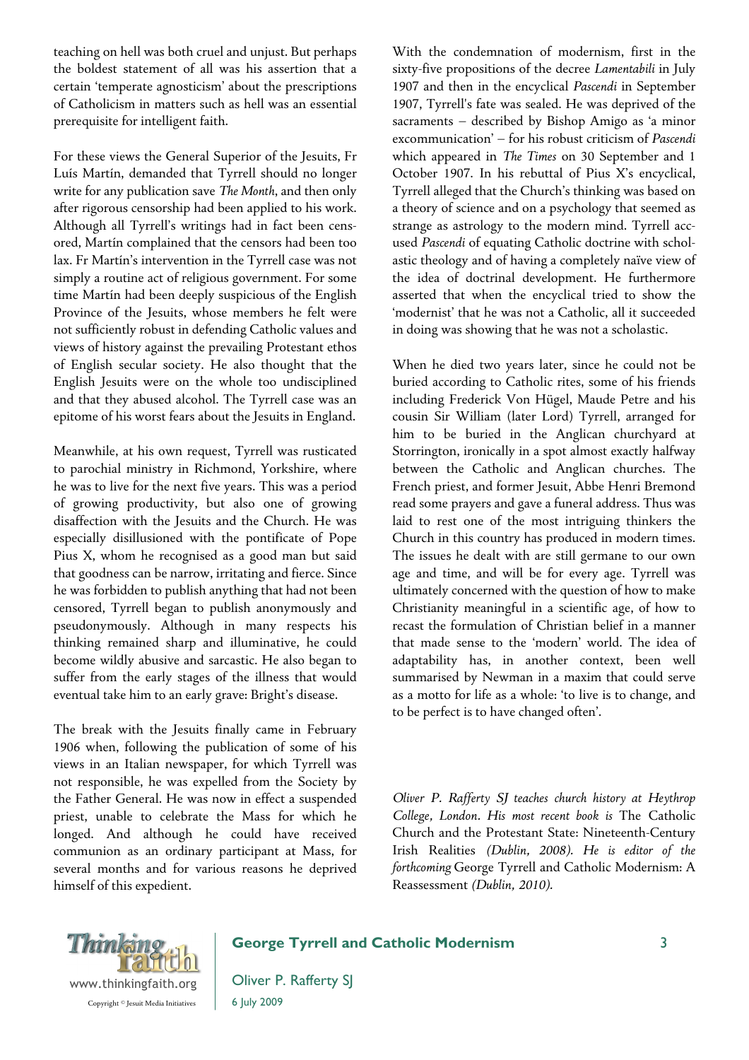teaching on hell was both cruel and unjust. But perhaps the boldest statement of all was his assertion that a certain 'temperate agnosticism' about the prescriptions of Catholicism in matters such as hell was an essential prerequisite for intelligent faith.

For these views the General Superior of the Jesuits, Fr Luís Martín, demanded that Tyrrell should no longer write for any publication save *The Month*, and then only after rigorous censorship had been applied to his work. Although all Tyrrell's writings had in fact been censored, Martín complained that the censors had been too lax. Fr Martín's intervention in the Tyrrell case was not simply a routine act of religious government. For some time Martín had been deeply suspicious of the English Province of the Jesuits, whose members he felt were not sufficiently robust in defending Catholic values and views of history against the prevailing Protestant ethos of English secular society. He also thought that the English Jesuits were on the whole too undisciplined and that they abused alcohol. The Tyrrell case was an epitome of his worst fears about the Jesuits in England.

Meanwhile, at his own request, Tyrrell was rusticated to parochial ministry in Richmond, Yorkshire, where he was to live for the next five years. This was a period of growing productivity, but also one of growing disaffection with the Jesuits and the Church. He was especially disillusioned with the pontificate of Pope Pius X, whom he recognised as a good man but said that goodness can be narrow, irritating and fierce. Since he was forbidden to publish anything that had not been censored, Tyrrell began to publish anonymously and pseudonymously. Although in many respects his thinking remained sharp and illuminative, he could become wildly abusive and sarcastic. He also began to suffer from the early stages of the illness that would eventual take him to an early grave: Bright's disease.

The break with the Jesuits finally came in February 1906 when, following the publication of some of his views in an Italian newspaper, for which Tyrrell was not responsible, he was expelled from the Society by the Father General. He was now in effect a suspended priest, unable to celebrate the Mass for which he longed. And although he could have received communion as an ordinary participant at Mass, for several months and for various reasons he deprived himself of this expedient.

With the condemnation of modernism, first in the sixty-five propositions of the decree *Lamentabili* in July 1907 and then in the encyclical *Pascendi* in September 1907, Tyrrell's fate was sealed. He was deprived of the sacraments – described by Bishop Amigo as 'a minor excommunication' – for his robust criticism of *Pascendi* which appeared in *The Times* on 30 September and 1 October 1907. In his rebuttal of Pius X's encyclical, Tyrrell alleged that the Church's thinking was based on a theory of science and on a psychology that seemed as strange as astrology to the modern mind. Tyrrell accused *Pascendi* of equating Catholic doctrine with scholastic theology and of having a completely naïve view of the idea of doctrinal development. He furthermore asserted that when the encyclical tried to show the 'modernist' that he was not a Catholic, all it succeeded in doing was showing that he was not a scholastic.

When he died two years later, since he could not be buried according to Catholic rites, some of his friends including Frederick Von Hügel, Maude Petre and his cousin Sir William (later Lord) Tyrrell, arranged for him to be buried in the Anglican churchyard at Storrington, ironically in a spot almost exactly halfway between the Catholic and Anglican churches. The French priest, and former Jesuit, Abbe Henri Bremond read some prayers and gave a funeral address. Thus was laid to rest one of the most intriguing thinkers the Church in this country has produced in modern times. The issues he dealt with are still germane to our own age and time, and will be for every age. Tyrrell was ultimately concerned with the question of how to make Christianity meaningful in a scientific age, of how to recast the formulation of Christian belief in a manner that made sense to the 'modern' world. The idea of adaptability has, in another context, been well summarised by Newman in a maxim that could serve as a motto for life as a whole: 'to live is to change, and to be perfect is to have changed often'.

*Oliver P. Rafferty SJ teaches church history at Heythrop College, London. His most recent book is* The Catholic Church and the Protestant State: Nineteenth-Century Irish Realities *(Dublin, 2008). He is editor of the forthcoming* George Tyrrell and Catholic Modernism: A Reassessment *(Dublin, 2010).*